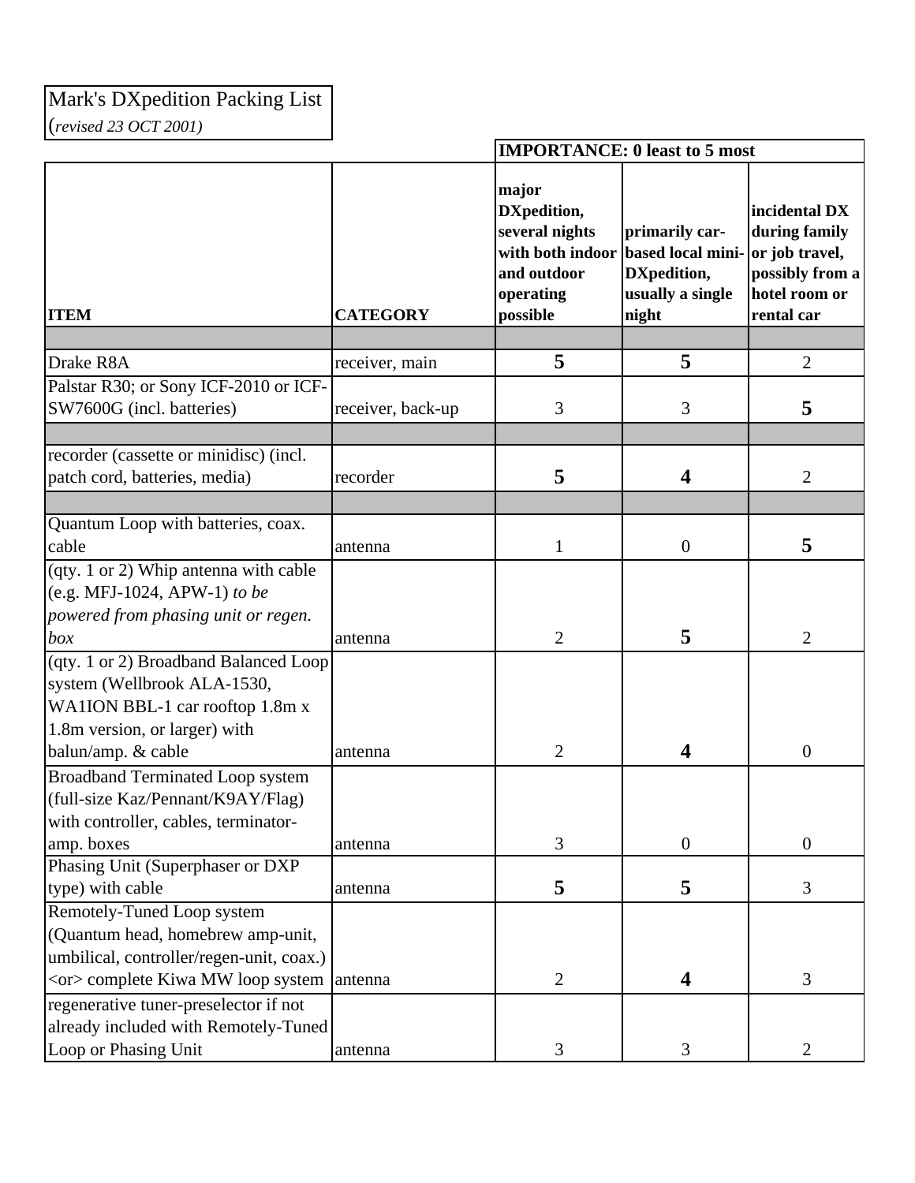Mark's DXpedition Packing List
(*revised 23 OCT 2001)*

| ITEM | CATEGORY | IMPORTANCE: 0 least to 5 most | | |
|---|---|---|---|---|
| | | **major DXpedition, several nights with both indoor and outdoor operating possible** | **primarily car-based local mini-DXpedition, usually a single night** | **incidental DX during family or job travel, possibly from a hotel room or rental car** |
| | | | | |
| Drake R8A | receiver, main | **5** | **5** | 2 |
| Palstar R30; or Sony ICF-2010 or ICF-SW7600G (incl. batteries) | receiver, back-up | 3 | 3 | **5** |
| | | | | |
| recorder (cassette or minidisc) (incl. patch cord, batteries, media) | recorder | **5** | **4** | 2 |
| | | | | |
| Quantum Loop with batteries, coax. cable | antenna | 1 | 0 | **5** |
| (qty. 1 or 2) Whip antenna with cable (e.g. MFJ-1024, APW-1) *to be powered from phasing unit or regen. box* | antenna | 2 | **5** | 2 |
| (qty. 1 or 2) Broadband Balanced Loop system (Wellbrook ALA-1530, WA1ION BBL-1 car rooftop 1.8m x 1.8m version, or larger) with balun/amp. & cable | antenna | 2 | **4** | 0 |
| Broadband Terminated Loop system (full-size Kaz/Pennant/K9AY/Flag) with controller, cables, terminator-amp. boxes | antenna | 3 | 0 | 0 |
| Phasing Unit (Superphaser or DXP type) with cable | antenna | **5** | **5** | 3 |
| Remotely-Tuned Loop system (Quantum head, homebrew amp-unit, umbilical, controller/regen-unit, coax.) <or> complete Kiwa MW loop system | antenna | 2 | **4** | 3 |
| regenerative tuner-preselector if not already included with Remotely-Tuned Loop or Phasing Unit | antenna | 3 | 3 | 2 |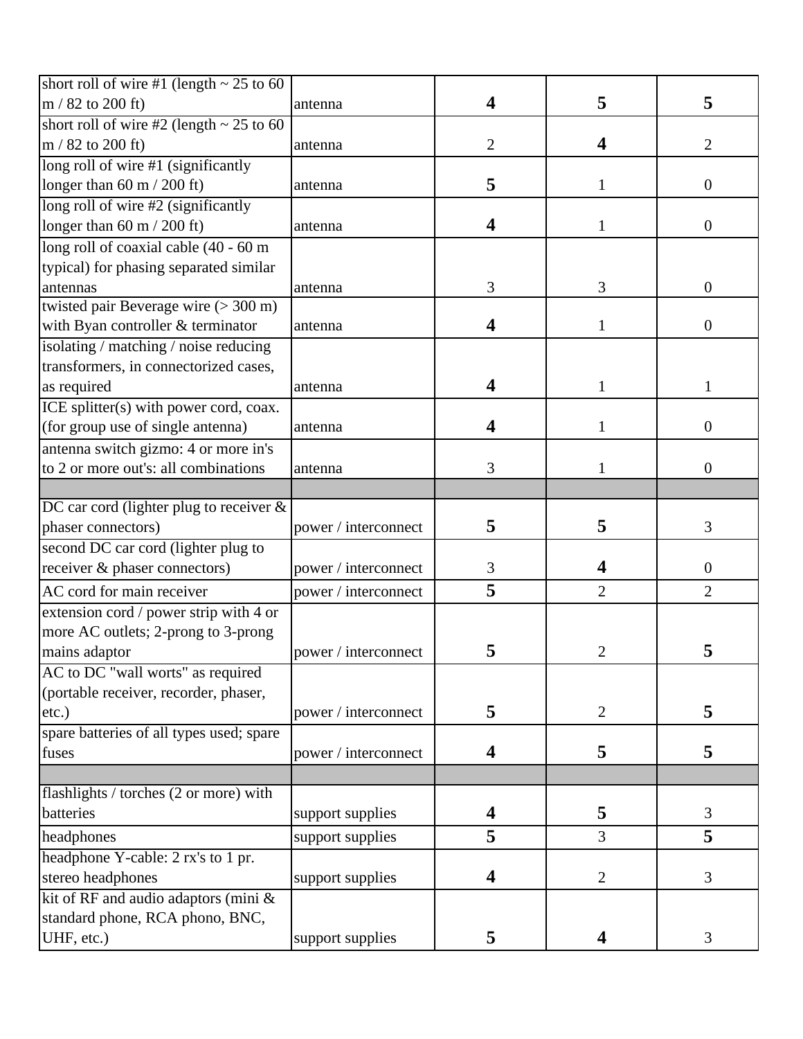| | | | | |
|---|---|---|---|---|
| short roll of wire #1 (length ~ 25 to 60 m / 82 to 200 ft) | antenna | **4** | **5** | **5** |
| short roll of wire #2 (length ~ 25 to 60 m / 82 to 200 ft) | antenna | 2 | **4** | 2 |
| long roll of wire #1 (significantly longer than 60 m / 200 ft) | antenna | **5** | 1 | 0 |
| long roll of wire #2 (significantly longer than 60 m / 200 ft) | antenna | **4** | 1 | 0 |
| long roll of coaxial cable (40 - 60 m typical) for phasing separated similar antennas | antenna | 3 | 3 | 0 |
| twisted pair Beverage wire (> 300 m) with Byan controller & terminator | antenna | **4** | 1 | 0 |
| isolating / matching / noise reducing transformers, in connectorized cases, as required | antenna | **4** | 1 | 1 |
| ICE splitter(s) with power cord, coax. (for group use of single antenna) | antenna | **4** | 1 | 0 |
| antenna switch gizmo: 4 or more in's to 2 or more out's: all combinations | antenna | 3 | 1 | 0 |
| | | | | |
| DC car cord (lighter plug to receiver & phaser connectors) | power / interconnect | **5** | **5** | 3 |
| second DC car cord (lighter plug to receiver & phaser connectors) | power / interconnect | 3 | **4** | 0 |
| AC cord for main receiver | power / interconnect | **5** | 2 | 2 |
| extension cord / power strip with 4 or more AC outlets; 2-prong to 3-prong mains adaptor | power / interconnect | **5** | 2 | **5** |
| AC to DC "wall worts" as required (portable receiver, recorder, phaser, etc.) | power / interconnect | **5** | 2 | **5** |
| spare batteries of all types used; spare fuses | power / interconnect | **4** | **5** | **5** |
| | | | | |
| flashlights / torches (2 or more) with batteries | support supplies | **4** | **5** | 3 |
| headphones | support supplies | **5** | 3 | **5** |
| headphone Y-cable: 2 rx's to 1 pr. stereo headphones | support supplies | **4** | 2 | 3 |
| kit of RF and audio adaptors (mini & standard phone, RCA phono, BNC, UHF, etc.) | support supplies | **5** | **4** | 3 |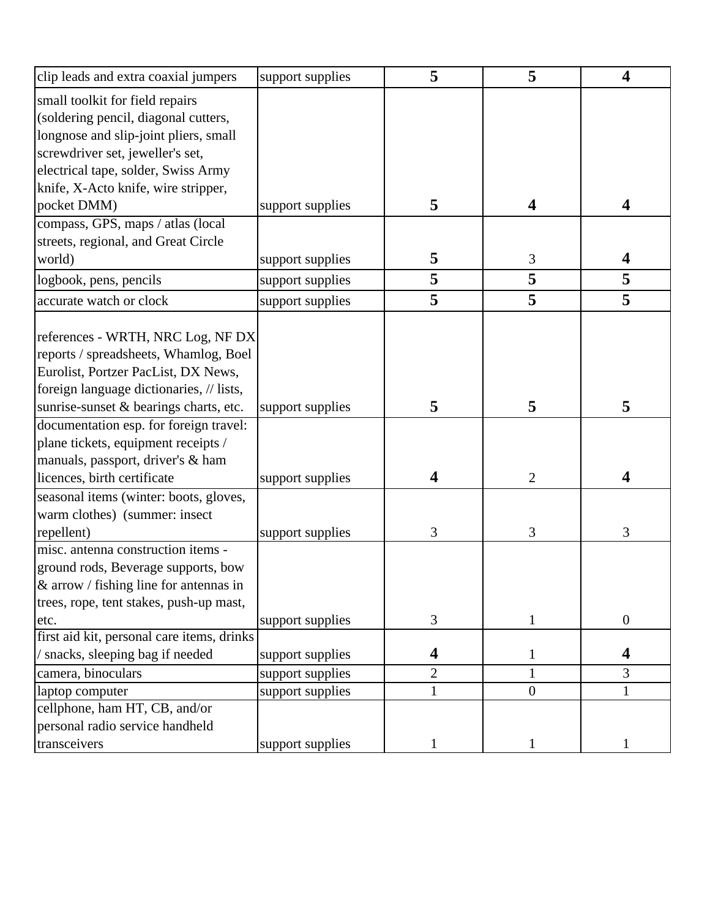| | | | | |
|---|---|---|---|---|
| clip leads and extra coaxial jumpers | support supplies | **5** | **5** | **4** |
| small toolkit for field repairs (soldering pencil, diagonal cutters, longnose and slip-joint pliers, small screwdriver set, jeweller's set, electrical tape, solder, Swiss Army knife, X-Acto knife, wire stripper, pocket DMM) | support supplies | **5** | **4** | **4** |
| compass, GPS, maps / atlas (local streets, regional, and Great Circle world) | support supplies | **5** | 3 | **4** |
| logbook, pens, pencils | support supplies | **5** | **5** | **5** |
| accurate watch or clock | support supplies | **5** | **5** | **5** |
| references - WRTH, NRC Log, NF DX reports / spreadsheets, Whamlog, Boel Eurolist, Portzer PacList, DX News, foreign language dictionaries, // lists, sunrise-sunset & bearings charts, etc. | support supplies | **5** | **5** | **5** |
| documentation esp. for foreign travel: plane tickets, equipment receipts / manuals, passport, driver's & ham licences, birth certificate | support supplies | **4** | 2 | **4** |
| seasonal items (winter: boots, gloves, warm clothes) (summer: insect repellent) | support supplies | 3 | 3 | 3 |
| misc. antenna construction items - ground rods, Beverage supports, bow & arrow / fishing line for antennas in trees, rope, tent stakes, push-up mast, etc. | support supplies | 3 | 1 | 0 |
| first aid kit, personal care items, drinks / snacks, sleeping bag if needed | support supplies | **4** | 1 | **4** |
| camera, binoculars | support supplies | 2 | 1 | 3 |
| laptop computer | support supplies | 1 | 0 | 1 |
| cellphone, ham HT, CB, and/or personal radio service handheld transceivers | support supplies | 1 | 1 | 1 |